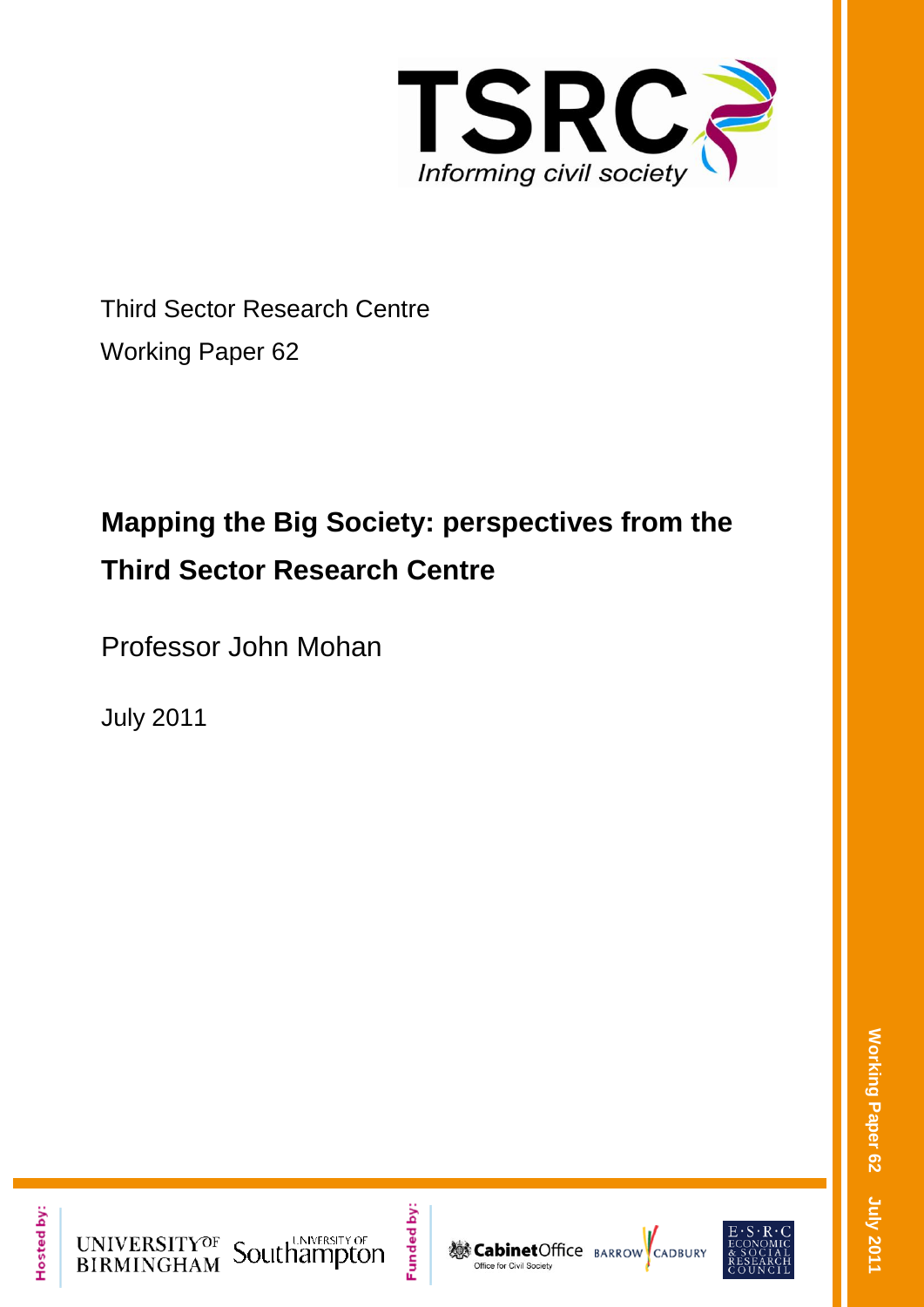TSRC

*Informing civil society*

Third Sector Research Centre

Working Paper 62

# Mapping the Big Society: perspectives from the Third Sector Research Centre

Professor John Mohan

July 2011

Hosted by: University of Birmingham, University of Southampton

Funded by: Cabinet Office – Office for Civil Society, Barrow Cadbury, ESRC Economic & Social Research Council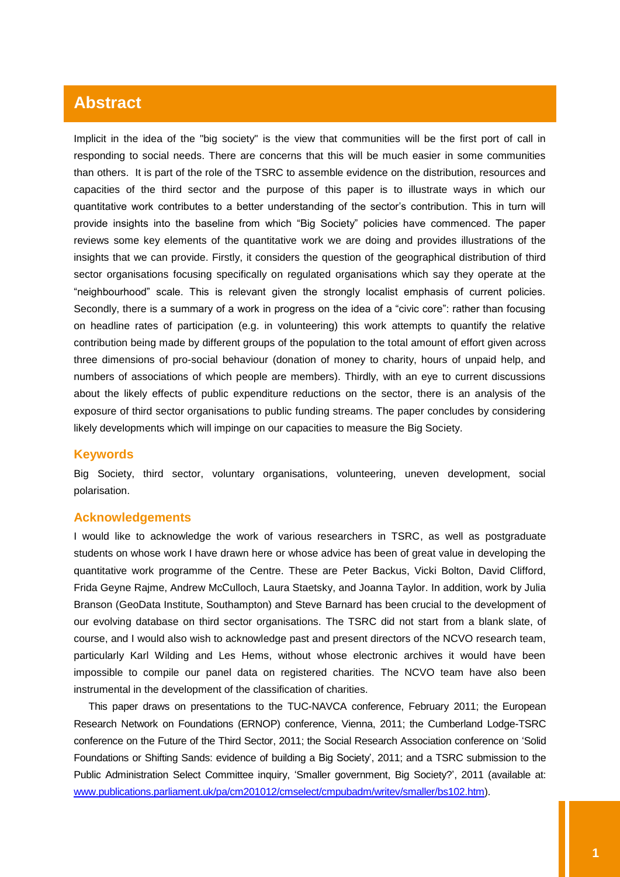## Abstract

Implicit in the idea of the "big society" is the view that communities will be the first port of call in responding to social needs. There are concerns that this will be much easier in some communities than others. It is part of the role of the TSRC to assemble evidence on the distribution, resources and capacities of the third sector and the purpose of this paper is to illustrate ways in which our quantitative work contributes to a better understanding of the sector's contribution. This in turn will provide insights into the baseline from which "Big Society" policies have commenced. The paper reviews some key elements of the quantitative work we are doing and provides illustrations of the insights that we can provide. Firstly, it considers the question of the geographical distribution of third sector organisations focusing specifically on regulated organisations which say they operate at the "neighbourhood" scale. This is relevant given the strongly localist emphasis of current policies. Secondly, there is a summary of a work in progress on the idea of a "civic core": rather than focusing on headline rates of participation (e.g. in volunteering) this work attempts to quantify the relative contribution being made by different groups of the population to the total amount of effort given across three dimensions of pro-social behaviour (donation of money to charity, hours of unpaid help, and numbers of associations of which people are members). Thirdly, with an eye to current discussions about the likely effects of public expenditure reductions on the sector, there is an analysis of the exposure of third sector organisations to public funding streams. The paper concludes by considering likely developments which will impinge on our capacities to measure the Big Society.

### Keywords

Big Society, third sector, voluntary organisations, volunteering, uneven development, social polarisation.

### Acknowledgements

I would like to acknowledge the work of various researchers in TSRC, as well as postgraduate students on whose work I have drawn here or whose advice has been of great value in developing the quantitative work programme of the Centre. These are Peter Backus, Vicki Bolton, David Clifford, Frida Geyne Rajme, Andrew McCulloch, Laura Staetsky, and Joanna Taylor. In addition, work by Julia Branson (GeoData Institute, Southampton) and Steve Barnard has been crucial to the development of our evolving database on third sector organisations. The TSRC did not start from a blank slate, of course, and I would also wish to acknowledge past and present directors of the NCVO research team, particularly Karl Wilding and Les Hems, without whose electronic archives it would have been impossible to compile our panel data on registered charities. The NCVO team have also been instrumental in the development of the classification of charities.

This paper draws on presentations to the TUC-NAVCA conference, February 2011; the European Research Network on Foundations (ERNOP) conference, Vienna, 2011; the Cumberland Lodge-TSRC conference on the Future of the Third Sector, 2011; the Social Research Association conference on 'Solid Foundations or Shifting Sands: evidence of building a Big Society', 2011; and a TSRC submission to the Public Administration Select Committee inquiry, 'Smaller government, Big Society?', 2011 (available at: www.publications.parliament.uk/pa/cm201012/cmselect/cmpubadm/writev/smaller/bs102.htm).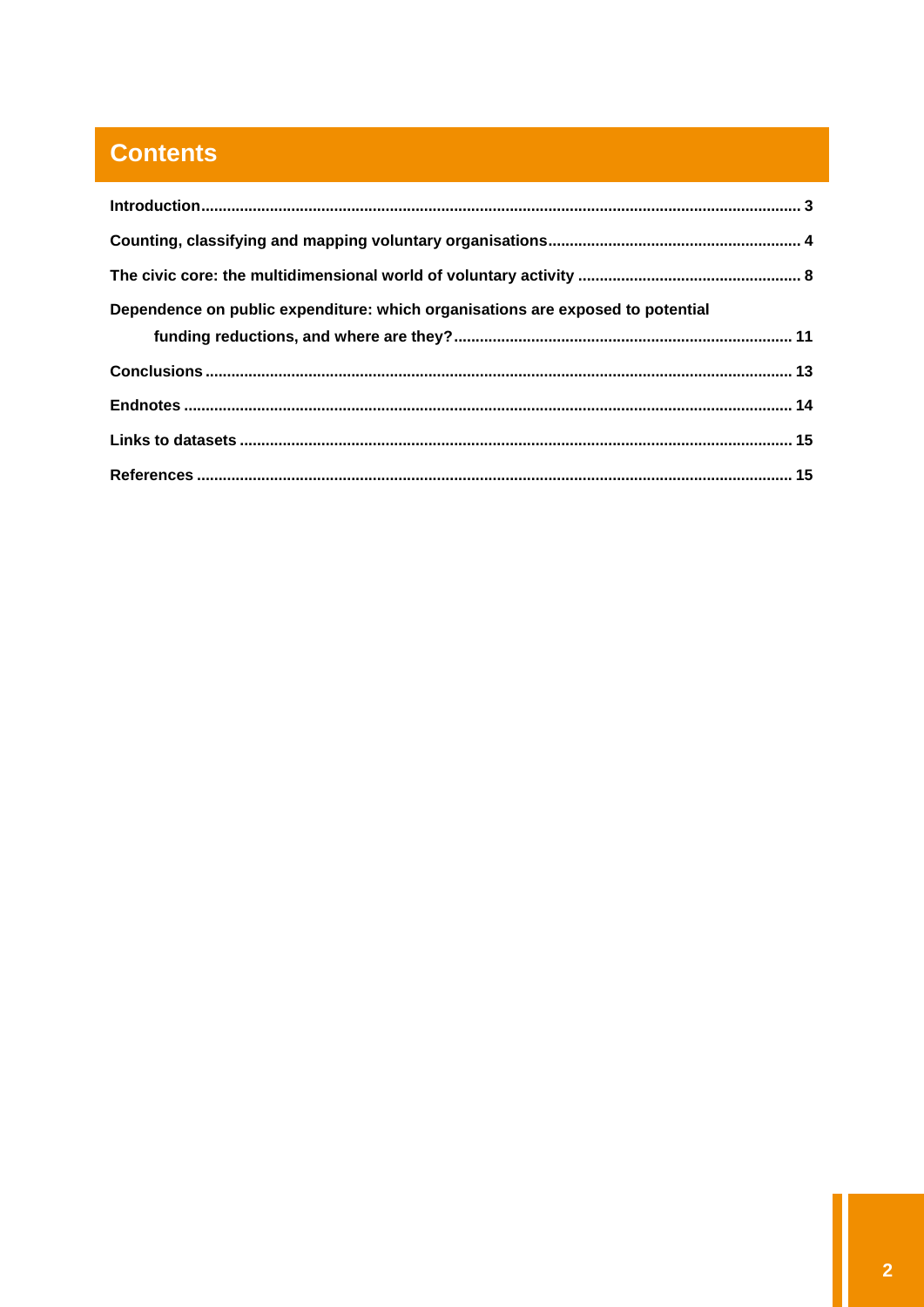# Contents

Introduction ........................................................................................................................ 3

Counting, classifying and mapping voluntary organisations .......................................................... 4

The civic core: the multidimensional world of voluntary activity ................................................... 8

Dependence on public expenditure: which organisations are exposed to potential funding reductions, and where are they? ............................................................................. 11

Conclusions ....................................................................................................................... 13

Endnotes ........................................................................................................................... 14

Links to datasets ............................................................................................................... 15

References ........................................................................................................................ 15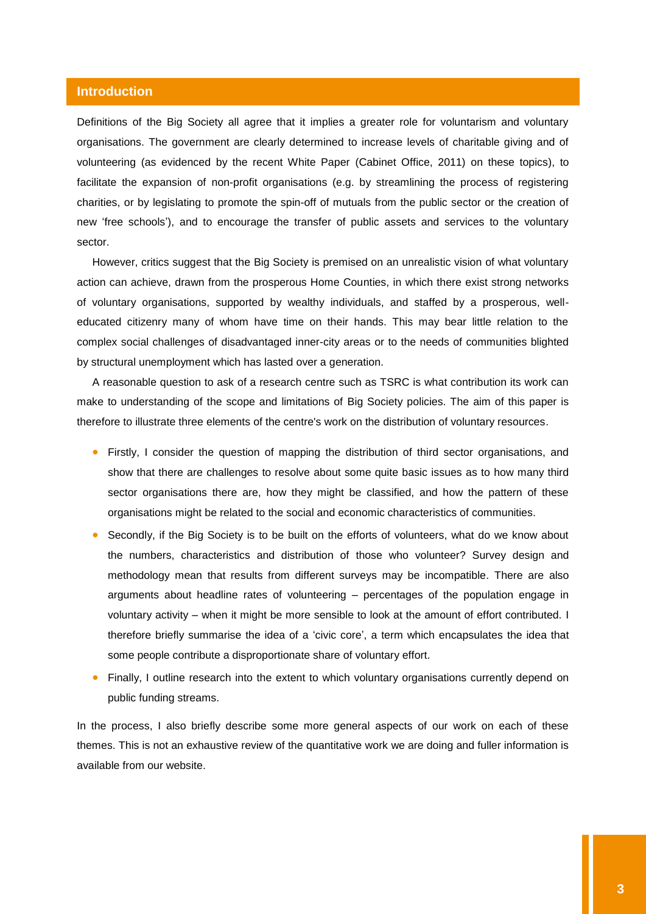## Introduction

Definitions of the Big Society all agree that it implies a greater role for voluntarism and voluntary organisations. The government are clearly determined to increase levels of charitable giving and of volunteering (as evidenced by the recent White Paper (Cabinet Office, 2011) on these topics), to facilitate the expansion of non-profit organisations (e.g. by streamlining the process of registering charities, or by legislating to promote the spin-off of mutuals from the public sector or the creation of new 'free schools'), and to encourage the transfer of public assets and services to the voluntary sector.

However, critics suggest that the Big Society is premised on an unrealistic vision of what voluntary action can achieve, drawn from the prosperous Home Counties, in which there exist strong networks of voluntary organisations, supported by wealthy individuals, and staffed by a prosperous, well-educated citizenry many of whom have time on their hands. This may bear little relation to the complex social challenges of disadvantaged inner-city areas or to the needs of communities blighted by structural unemployment which has lasted over a generation.

A reasonable question to ask of a research centre such as TSRC is what contribution its work can make to understanding of the scope and limitations of Big Society policies. The aim of this paper is therefore to illustrate three elements of the centre's work on the distribution of voluntary resources.

- Firstly, I consider the question of mapping the distribution of third sector organisations, and show that there are challenges to resolve about some quite basic issues as to how many third sector organisations there are, how they might be classified, and how the pattern of these organisations might be related to the social and economic characteristics of communities.
- Secondly, if the Big Society is to be built on the efforts of volunteers, what do we know about the numbers, characteristics and distribution of those who volunteer? Survey design and methodology mean that results from different surveys may be incompatible. There are also arguments about headline rates of volunteering – percentages of the population engage in voluntary activity – when it might be more sensible to look at the amount of effort contributed. I therefore briefly summarise the idea of a 'civic core', a term which encapsulates the idea that some people contribute a disproportionate share of voluntary effort.
- Finally, I outline research into the extent to which voluntary organisations currently depend on public funding streams.

In the process, I also briefly describe some more general aspects of our work on each of these themes. This is not an exhaustive review of the quantitative work we are doing and fuller information is available from our website.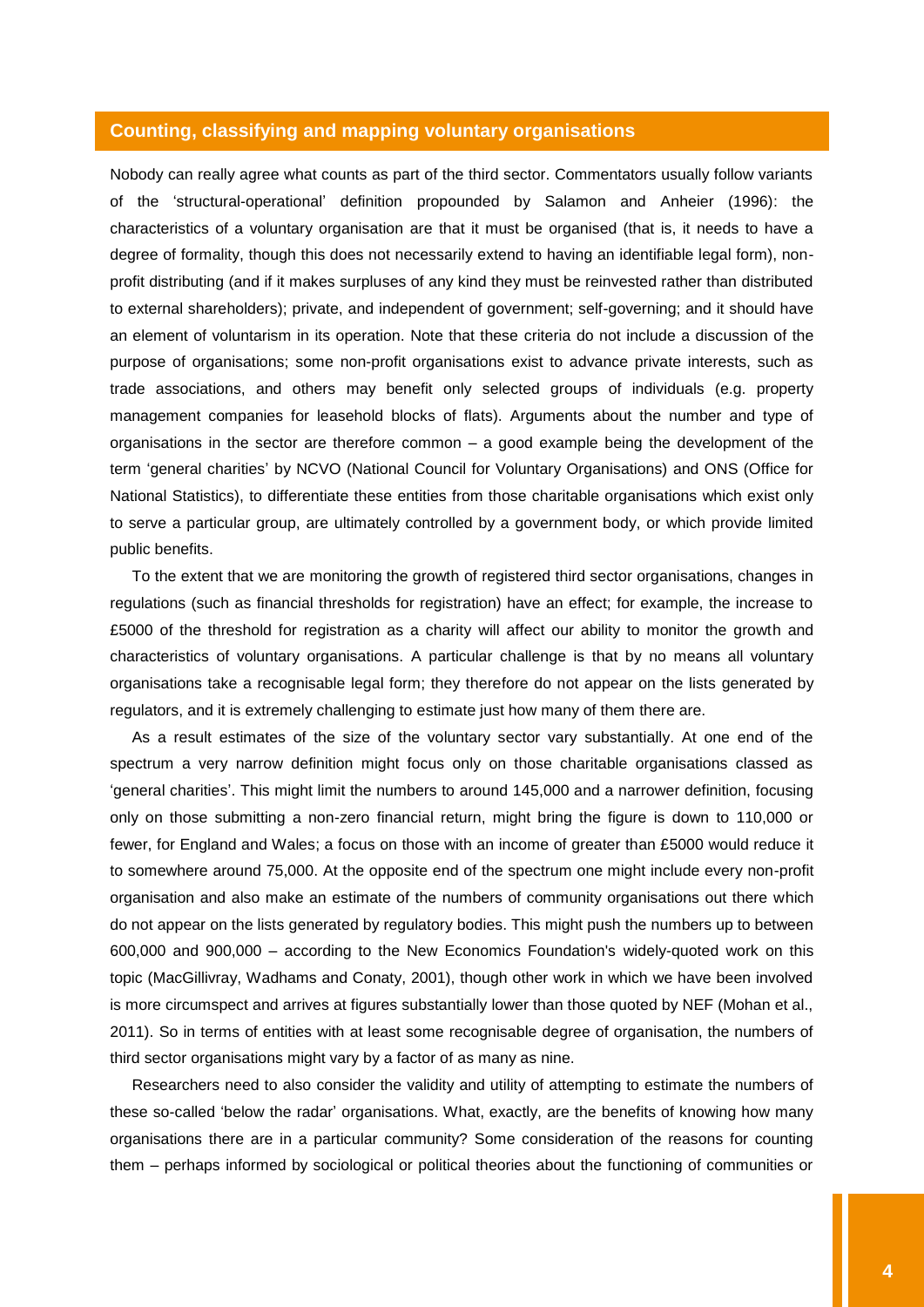## Counting, classifying and mapping voluntary organisations

Nobody can really agree what counts as part of the third sector. Commentators usually follow variants of the 'structural-operational' definition propounded by Salamon and Anheier (1996): the characteristics of a voluntary organisation are that it must be organised (that is, it needs to have a degree of formality, though this does not necessarily extend to having an identifiable legal form), non-profit distributing (and if it makes surpluses of any kind they must be reinvested rather than distributed to external shareholders); private, and independent of government; self-governing; and it should have an element of voluntarism in its operation. Note that these criteria do not include a discussion of the purpose of organisations; some non-profit organisations exist to advance private interests, such as trade associations, and others may benefit only selected groups of individuals (e.g. property management companies for leasehold blocks of flats). Arguments about the number and type of organisations in the sector are therefore common – a good example being the development of the term 'general charities' by NCVO (National Council for Voluntary Organisations) and ONS (Office for National Statistics), to differentiate these entities from those charitable organisations which exist only to serve a particular group, are ultimately controlled by a government body, or which provide limited public benefits.

To the extent that we are monitoring the growth of registered third sector organisations, changes in regulations (such as financial thresholds for registration) have an effect; for example, the increase to £5000 of the threshold for registration as a charity will affect our ability to monitor the growth and characteristics of voluntary organisations. A particular challenge is that by no means all voluntary organisations take a recognisable legal form; they therefore do not appear on the lists generated by regulators, and it is extremely challenging to estimate just how many of them there are.

As a result estimates of the size of the voluntary sector vary substantially. At one end of the spectrum a very narrow definition might focus only on those charitable organisations classed as 'general charities'. This might limit the numbers to around 145,000 and a narrower definition, focusing only on those submitting a non-zero financial return, might bring the figure is down to 110,000 or fewer, for England and Wales; a focus on those with an income of greater than £5000 would reduce it to somewhere around 75,000. At the opposite end of the spectrum one might include every non-profit organisation and also make an estimate of the numbers of community organisations out there which do not appear on the lists generated by regulatory bodies. This might push the numbers up to between 600,000 and 900,000 – according to the New Economics Foundation's widely-quoted work on this topic (MacGillivray, Wadhams and Conaty, 2001), though other work in which we have been involved is more circumspect and arrives at figures substantially lower than those quoted by NEF (Mohan et al., 2011). So in terms of entities with at least some recognisable degree of organisation, the numbers of third sector organisations might vary by a factor of as many as nine.

Researchers need to also consider the validity and utility of attempting to estimate the numbers of these so-called 'below the radar' organisations. What, exactly, are the benefits of knowing how many organisations there are in a particular community? Some consideration of the reasons for counting them – perhaps informed by sociological or political theories about the functioning of communities or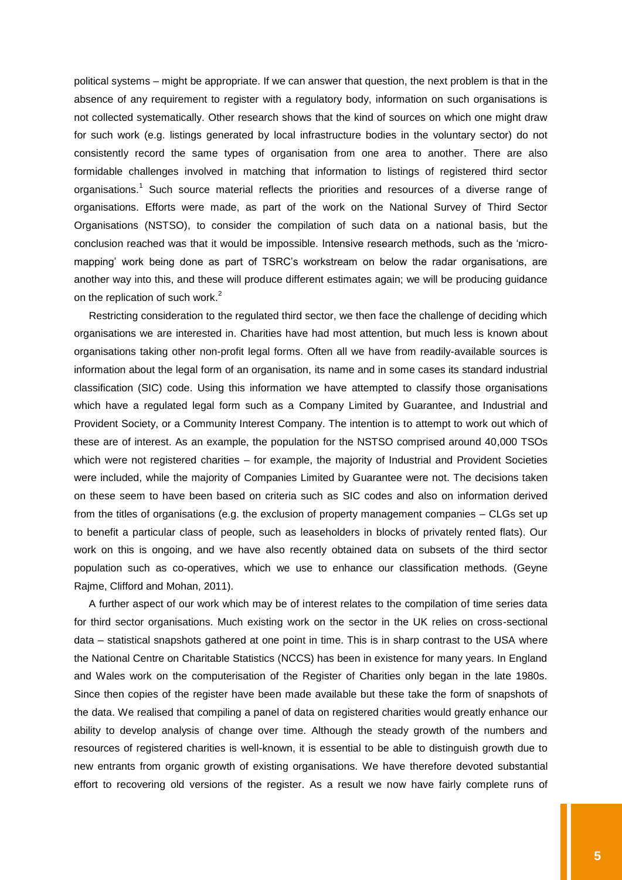political systems – might be appropriate. If we can answer that question, the next problem is that in the absence of any requirement to register with a regulatory body, information on such organisations is not collected systematically. Other research shows that the kind of sources on which one might draw for such work (e.g. listings generated by local infrastructure bodies in the voluntary sector) do not consistently record the same types of organisation from one area to another. There are also formidable challenges involved in matching that information to listings of registered third sector organisations.[1] Such source material reflects the priorities and resources of a diverse range of organisations. Efforts were made, as part of the work on the National Survey of Third Sector Organisations (NSTSO), to consider the compilation of such data on a national basis, but the conclusion reached was that it would be impossible. Intensive research methods, such as the 'micro-mapping' work being done as part of TSRC's workstream on below the radar organisations, are another way into this, and these will produce different estimates again; we will be producing guidance on the replication of such work.[2]

Restricting consideration to the regulated third sector, we then face the challenge of deciding which organisations we are interested in. Charities have had most attention, but much less is known about organisations taking other non-profit legal forms. Often all we have from readily-available sources is information about the legal form of an organisation, its name and in some cases its standard industrial classification (SIC) code. Using this information we have attempted to classify those organisations which have a regulated legal form such as a Company Limited by Guarantee, and Industrial and Provident Society, or a Community Interest Company. The intention is to attempt to work out which of these are of interest. As an example, the population for the NSTSO comprised around 40,000 TSOs which were not registered charities – for example, the majority of Industrial and Provident Societies were included, while the majority of Companies Limited by Guarantee were not. The decisions taken on these seem to have been based on criteria such as SIC codes and also on information derived from the titles of organisations (e.g. the exclusion of property management companies – CLGs set up to benefit a particular class of people, such as leaseholders in blocks of privately rented flats). Our work on this is ongoing, and we have also recently obtained data on subsets of the third sector population such as co-operatives, which we use to enhance our classification methods. (Geyne Rajme, Clifford and Mohan, 2011).

A further aspect of our work which may be of interest relates to the compilation of time series data for third sector organisations. Much existing work on the sector in the UK relies on cross-sectional data – statistical snapshots gathered at one point in time. This is in sharp contrast to the USA where the National Centre on Charitable Statistics (NCCS) has been in existence for many years. In England and Wales work on the computerisation of the Register of Charities only began in the late 1980s. Since then copies of the register have been made available but these take the form of snapshots of the data. We realised that compiling a panel of data on registered charities would greatly enhance our ability to develop analysis of change over time. Although the steady growth of the numbers and resources of registered charities is well-known, it is essential to be able to distinguish growth due to new entrants from organic growth of existing organisations. We have therefore devoted substantial effort to recovering old versions of the register. As a result we now have fairly complete runs of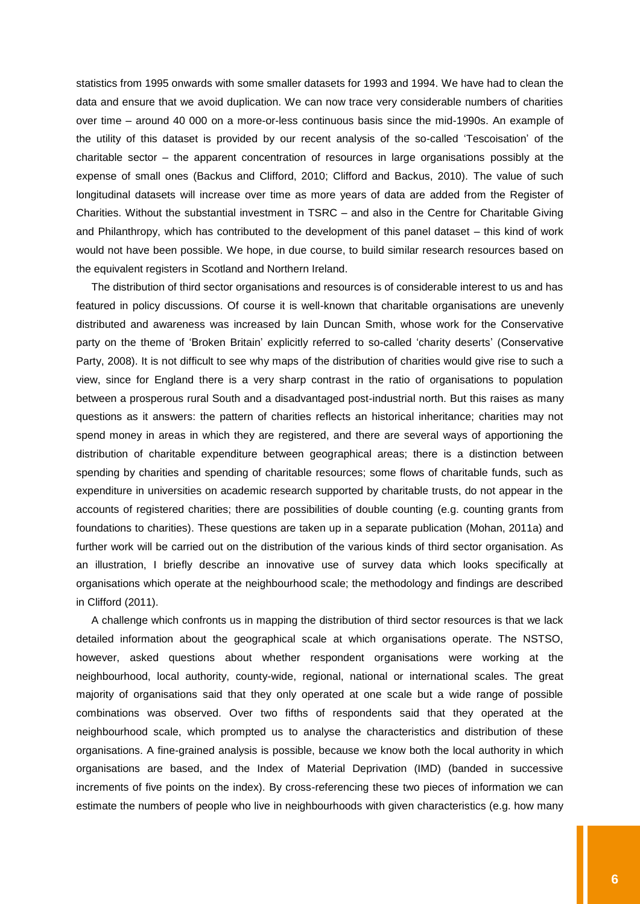statistics from 1995 onwards with some smaller datasets for 1993 and 1994. We have had to clean the data and ensure that we avoid duplication. We can now trace very considerable numbers of charities over time – around 40 000 on a more-or-less continuous basis since the mid-1990s. An example of the utility of this dataset is provided by our recent analysis of the so-called 'Tescoisation' of the charitable sector – the apparent concentration of resources in large organisations possibly at the expense of small ones (Backus and Clifford, 2010; Clifford and Backus, 2010). The value of such longitudinal datasets will increase over time as more years of data are added from the Register of Charities. Without the substantial investment in TSRC – and also in the Centre for Charitable Giving and Philanthropy, which has contributed to the development of this panel dataset – this kind of work would not have been possible. We hope, in due course, to build similar research resources based on the equivalent registers in Scotland and Northern Ireland.

The distribution of third sector organisations and resources is of considerable interest to us and has featured in policy discussions. Of course it is well-known that charitable organisations are unevenly distributed and awareness was increased by Iain Duncan Smith, whose work for the Conservative party on the theme of 'Broken Britain' explicitly referred to so-called 'charity deserts' (Conservative Party, 2008). It is not difficult to see why maps of the distribution of charities would give rise to such a view, since for England there is a very sharp contrast in the ratio of organisations to population between a prosperous rural South and a disadvantaged post-industrial north. But this raises as many questions as it answers: the pattern of charities reflects an historical inheritance; charities may not spend money in areas in which they are registered, and there are several ways of apportioning the distribution of charitable expenditure between geographical areas; there is a distinction between spending by charities and spending of charitable resources; some flows of charitable funds, such as expenditure in universities on academic research supported by charitable trusts, do not appear in the accounts of registered charities; there are possibilities of double counting (e.g. counting grants from foundations to charities). These questions are taken up in a separate publication (Mohan, 2011a) and further work will be carried out on the distribution of the various kinds of third sector organisation. As an illustration, I briefly describe an innovative use of survey data which looks specifically at organisations which operate at the neighbourhood scale; the methodology and findings are described in Clifford (2011).

A challenge which confronts us in mapping the distribution of third sector resources is that we lack detailed information about the geographical scale at which organisations operate. The NSTSO, however, asked questions about whether respondent organisations were working at the neighbourhood, local authority, county-wide, regional, national or international scales. The great majority of organisations said that they only operated at one scale but a wide range of possible combinations was observed. Over two fifths of respondents said that they operated at the neighbourhood scale, which prompted us to analyse the characteristics and distribution of these organisations. A fine-grained analysis is possible, because we know both the local authority in which organisations are based, and the Index of Material Deprivation (IMD) (banded in successive increments of five points on the index). By cross-referencing these two pieces of information we can estimate the numbers of people who live in neighbourhoods with given characteristics (e.g. how many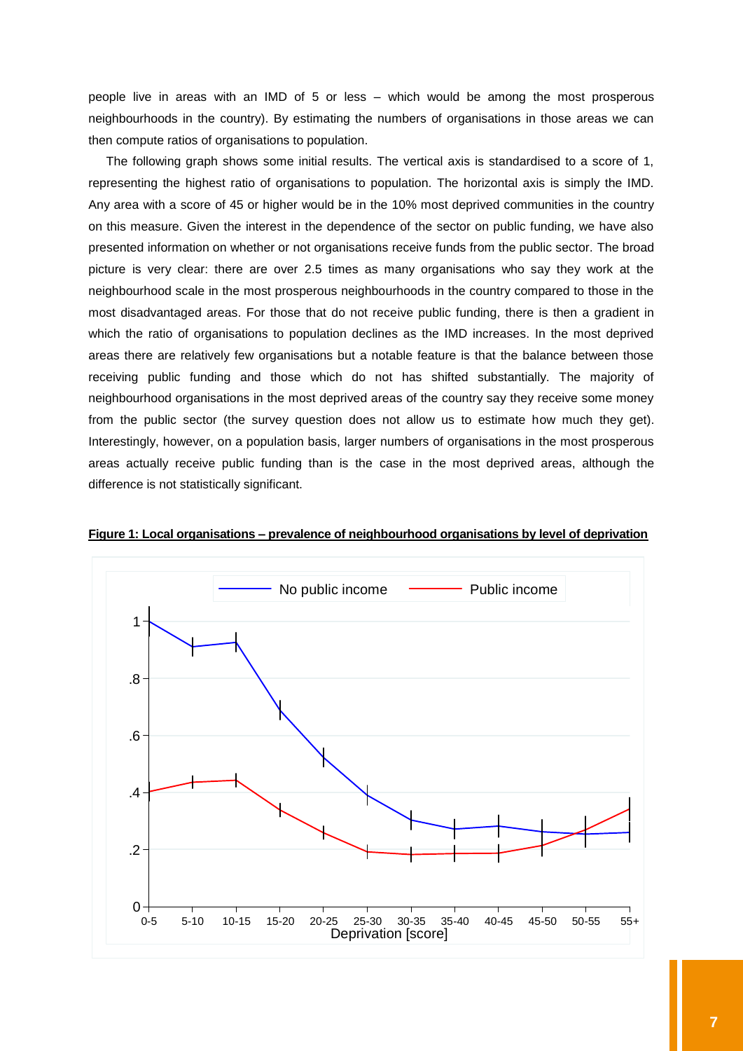people live in areas with an IMD of 5 or less – which would be among the most prosperous neighbourhoods in the country). By estimating the numbers of organisations in those areas we can then compute ratios of organisations to population.

The following graph shows some initial results. The vertical axis is standardised to a score of 1, representing the highest ratio of organisations to population. The horizontal axis is simply the IMD. Any area with a score of 45 or higher would be in the 10% most deprived communities in the country on this measure. Given the interest in the dependence of the sector on public funding, we have also presented information on whether or not organisations receive funds from the public sector. The broad picture is very clear: there are over 2.5 times as many organisations who say they work at the neighbourhood scale in the most prosperous neighbourhoods in the country compared to those in the most disadvantaged areas. For those that do not receive public funding, there is then a gradient in which the ratio of organisations to population declines as the IMD increases. In the most deprived areas there are relatively few organisations but a notable feature is that the balance between those receiving public funding and those which do not has shifted substantially. The majority of neighbourhood organisations in the most deprived areas of the country say they receive some money from the public sector (the survey question does not allow us to estimate how much they get). Interestingly, however, on a population basis, larger numbers of organisations in the most prosperous areas actually receive public funding than is the case in the most deprived areas, although the difference is not statistically significant.

**Figure 1: Local organisations – prevalence of neighbourhood organisations by level of deprivation**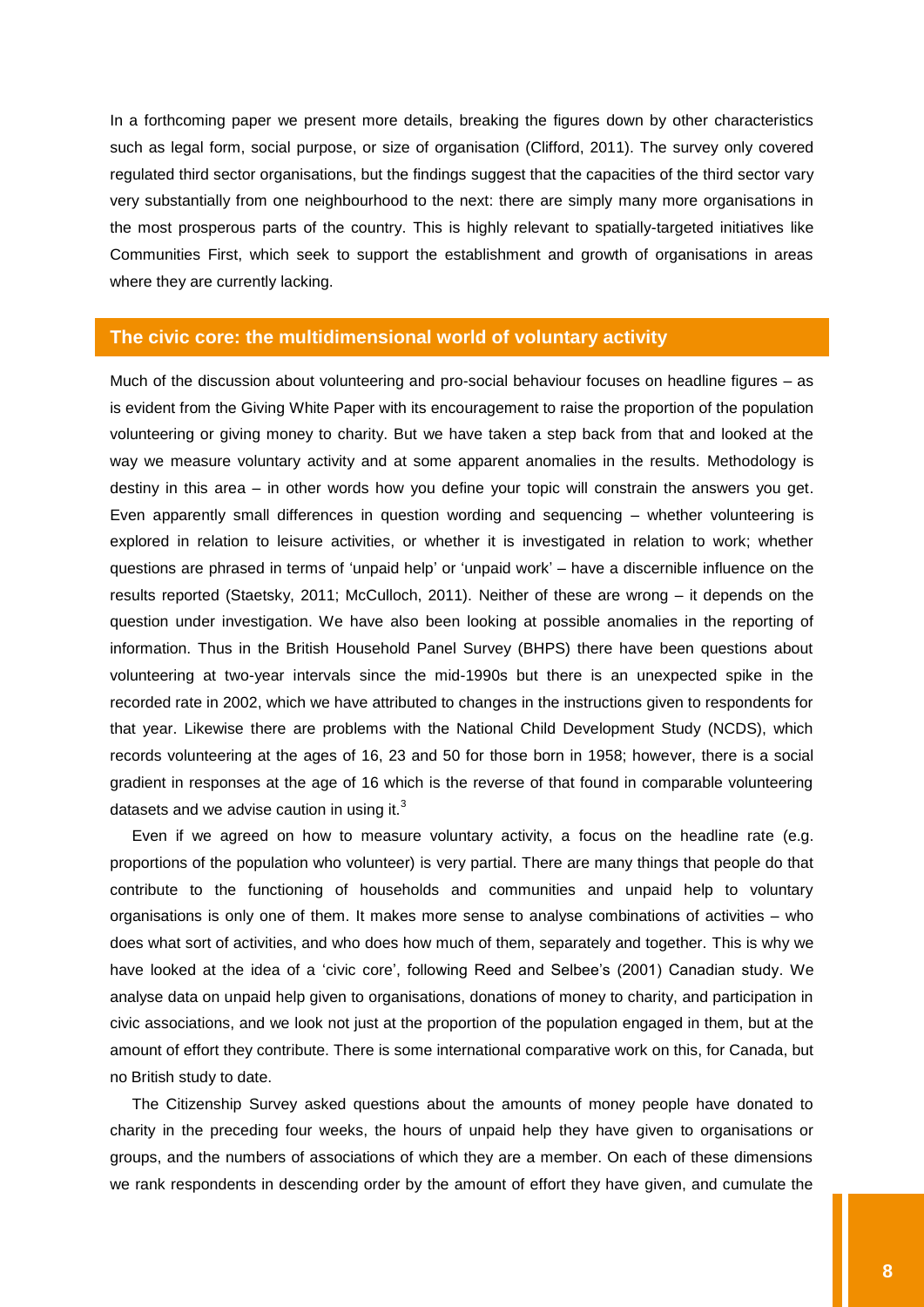In a forthcoming paper we present more details, breaking the figures down by other characteristics such as legal form, social purpose, or size of organisation (Clifford, 2011). The survey only covered regulated third sector organisations, but the findings suggest that the capacities of the third sector vary very substantially from one neighbourhood to the next: there are simply many more organisations in the most prosperous parts of the country. This is highly relevant to spatially-targeted initiatives like Communities First, which seek to support the establishment and growth of organisations in areas where they are currently lacking.

## The civic core: the multidimensional world of voluntary activity

Much of the discussion about volunteering and pro-social behaviour focuses on headline figures – as is evident from the Giving White Paper with its encouragement to raise the proportion of the population volunteering or giving money to charity. But we have taken a step back from that and looked at the way we measure voluntary activity and at some apparent anomalies in the results. Methodology is destiny in this area – in other words how you define your topic will constrain the answers you get. Even apparently small differences in question wording and sequencing – whether volunteering is explored in relation to leisure activities, or whether it is investigated in relation to work; whether questions are phrased in terms of 'unpaid help' or 'unpaid work' – have a discernible influence on the results reported (Staetsky, 2011; McCulloch, 2011). Neither of these are wrong – it depends on the question under investigation. We have also been looking at possible anomalies in the reporting of information. Thus in the British Household Panel Survey (BHPS) there have been questions about volunteering at two-year intervals since the mid-1990s but there is an unexpected spike in the recorded rate in 2002, which we have attributed to changes in the instructions given to respondents for that year. Likewise there are problems with the National Child Development Study (NCDS), which records volunteering at the ages of 16, 23 and 50 for those born in 1958; however, there is a social gradient in responses at the age of 16 which is the reverse of that found in comparable volunteering datasets and we advise caution in using it.[3]

Even if we agreed on how to measure voluntary activity, a focus on the headline rate (e.g. proportions of the population who volunteer) is very partial. There are many things that people do that contribute to the functioning of households and communities and unpaid help to voluntary organisations is only one of them. It makes more sense to analyse combinations of activities – who does what sort of activities, and who does how much of them, separately and together. This is why we have looked at the idea of a 'civic core', following Reed and Selbee's (2001) Canadian study. We analyse data on unpaid help given to organisations, donations of money to charity, and participation in civic associations, and we look not just at the proportion of the population engaged in them, but at the amount of effort they contribute. There is some international comparative work on this, for Canada, but no British study to date.

The Citizenship Survey asked questions about the amounts of money people have donated to charity in the preceding four weeks, the hours of unpaid help they have given to organisations or groups, and the numbers of associations of which they are a member. On each of these dimensions we rank respondents in descending order by the amount of effort they have given, and cumulate the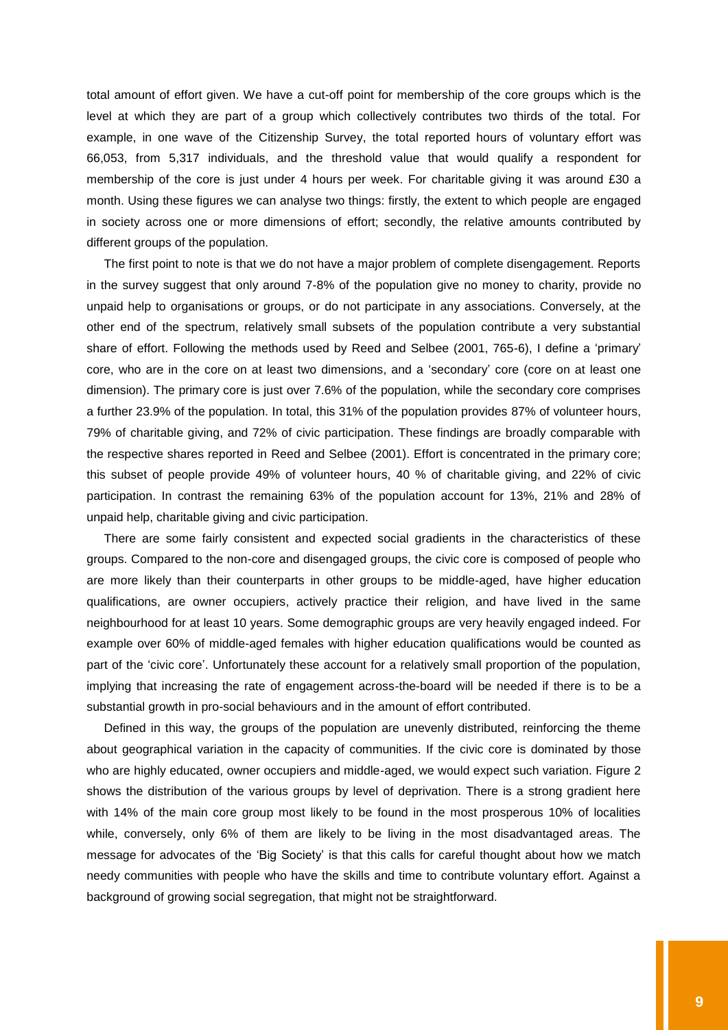total amount of effort given. We have a cut-off point for membership of the core groups which is the level at which they are part of a group which collectively contributes two thirds of the total. For example, in one wave of the Citizenship Survey, the total reported hours of voluntary effort was 66,053, from 5,317 individuals, and the threshold value that would qualify a respondent for membership of the core is just under 4 hours per week. For charitable giving it was around £30 a month. Using these figures we can analyse two things: firstly, the extent to which people are engaged in society across one or more dimensions of effort; secondly, the relative amounts contributed by different groups of the population.

The first point to note is that we do not have a major problem of complete disengagement. Reports in the survey suggest that only around 7-8% of the population give no money to charity, provide no unpaid help to organisations or groups, or do not participate in any associations. Conversely, at the other end of the spectrum, relatively small subsets of the population contribute a very substantial share of effort. Following the methods used by Reed and Selbee (2001, 765-6), I define a 'primary' core, who are in the core on at least two dimensions, and a 'secondary' core (core on at least one dimension). The primary core is just over 7.6% of the population, while the secondary core comprises a further 23.9% of the population. In total, this 31% of the population provides 87% of volunteer hours, 79% of charitable giving, and 72% of civic participation. These findings are broadly comparable with the respective shares reported in Reed and Selbee (2001). Effort is concentrated in the primary core; this subset of people provide 49% of volunteer hours, 40 % of charitable giving, and 22% of civic participation. In contrast the remaining 63% of the population account for 13%, 21% and 28% of unpaid help, charitable giving and civic participation.

There are some fairly consistent and expected social gradients in the characteristics of these groups. Compared to the non-core and disengaged groups, the civic core is composed of people who are more likely than their counterparts in other groups to be middle-aged, have higher education qualifications, are owner occupiers, actively practice their religion, and have lived in the same neighbourhood for at least 10 years. Some demographic groups are very heavily engaged indeed. For example over 60% of middle-aged females with higher education qualifications would be counted as part of the 'civic core'. Unfortunately these account for a relatively small proportion of the population, implying that increasing the rate of engagement across-the-board will be needed if there is to be a substantial growth in pro-social behaviours and in the amount of effort contributed.

Defined in this way, the groups of the population are unevenly distributed, reinforcing the theme about geographical variation in the capacity of communities. If the civic core is dominated by those who are highly educated, owner occupiers and middle-aged, we would expect such variation. Figure 2 shows the distribution of the various groups by level of deprivation. There is a strong gradient here with 14% of the main core group most likely to be found in the most prosperous 10% of localities while, conversely, only 6% of them are likely to be living in the most disadvantaged areas. The message for advocates of the 'Big Society' is that this calls for careful thought about how we match needy communities with people who have the skills and time to contribute voluntary effort. Against a background of growing social segregation, that might not be straightforward.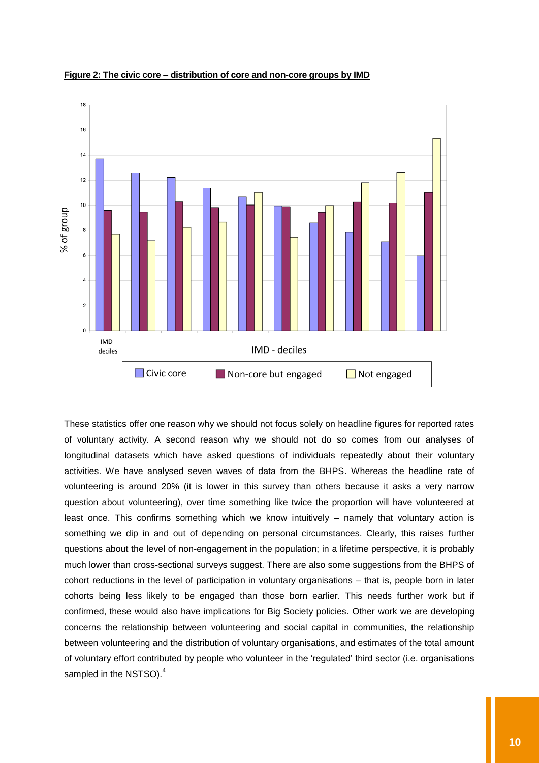**Figure 2: The civic core – distribution of core and non-core groups by IMD**

These statistics offer one reason why we should not focus solely on headline figures for reported rates of voluntary activity. A second reason why we should not do so comes from our analyses of longitudinal datasets which have asked questions of individuals repeatedly about their voluntary activities. We have analysed seven waves of data from the BHPS. Whereas the headline rate of volunteering is around 20% (it is lower in this survey than others because it asks a very narrow question about volunteering), over time something like twice the proportion will have volunteered at least once. This confirms something which we know intuitively – namely that voluntary action is something we dip in and out of depending on personal circumstances. Clearly, this raises further questions about the level of non-engagement in the population; in a lifetime perspective, it is probably much lower than cross-sectional surveys suggest. There are also some suggestions from the BHPS of cohort reductions in the level of participation in voluntary organisations – that is, people born in later cohorts being less likely to be engaged than those born earlier. This needs further work but if confirmed, these would also have implications for Big Society policies. Other work we are developing concerns the relationship between volunteering and social capital in communities, the relationship between volunteering and the distribution of voluntary organisations, and estimates of the total amount of voluntary effort contributed by people who volunteer in the 'regulated' third sector (i.e. organisations sampled in the NSTSO).[4]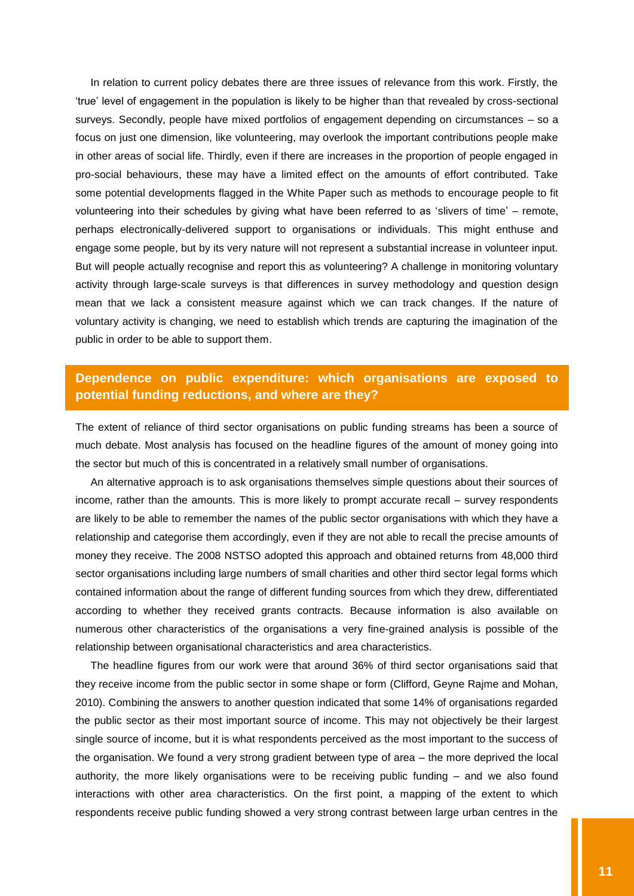In relation to current policy debates there are three issues of relevance from this work. Firstly, the 'true' level of engagement in the population is likely to be higher than that revealed by cross-sectional surveys. Secondly, people have mixed portfolios of engagement depending on circumstances – so a focus on just one dimension, like volunteering, may overlook the important contributions people make in other areas of social life. Thirdly, even if there are increases in the proportion of people engaged in pro-social behaviours, these may have a limited effect on the amounts of effort contributed. Take some potential developments flagged in the White Paper such as methods to encourage people to fit volunteering into their schedules by giving what have been referred to as 'slivers of time' – remote, perhaps electronically-delivered support to organisations or individuals. This might enthuse and engage some people, but by its very nature will not represent a substantial increase in volunteer input. But will people actually recognise and report this as volunteering? A challenge in monitoring voluntary activity through large-scale surveys is that differences in survey methodology and question design mean that we lack a consistent measure against which we can track changes. If the nature of voluntary activity is changing, we need to establish which trends are capturing the imagination of the public in order to be able to support them.

## Dependence on public expenditure: which organisations are exposed to potential funding reductions, and where are they?

The extent of reliance of third sector organisations on public funding streams has been a source of much debate. Most analysis has focused on the headline figures of the amount of money going into the sector but much of this is concentrated in a relatively small number of organisations.

An alternative approach is to ask organisations themselves simple questions about their sources of income, rather than the amounts. This is more likely to prompt accurate recall – survey respondents are likely to be able to remember the names of the public sector organisations with which they have a relationship and categorise them accordingly, even if they are not able to recall the precise amounts of money they receive. The 2008 NSTSO adopted this approach and obtained returns from 48,000 third sector organisations including large numbers of small charities and other third sector legal forms which contained information about the range of different funding sources from which they drew, differentiated according to whether they received grants contracts. Because information is also available on numerous other characteristics of the organisations a very fine-grained analysis is possible of the relationship between organisational characteristics and area characteristics.

The headline figures from our work were that around 36% of third sector organisations said that they receive income from the public sector in some shape or form (Clifford, Geyne Rajme and Mohan, 2010). Combining the answers to another question indicated that some 14% of organisations regarded the public sector as their most important source of income. This may not objectively be their largest single source of income, but it is what respondents perceived as the most important to the success of the organisation. We found a very strong gradient between type of area – the more deprived the local authority, the more likely organisations were to be receiving public funding – and we also found interactions with other area characteristics. On the first point, a mapping of the extent to which respondents receive public funding showed a very strong contrast between large urban centres in the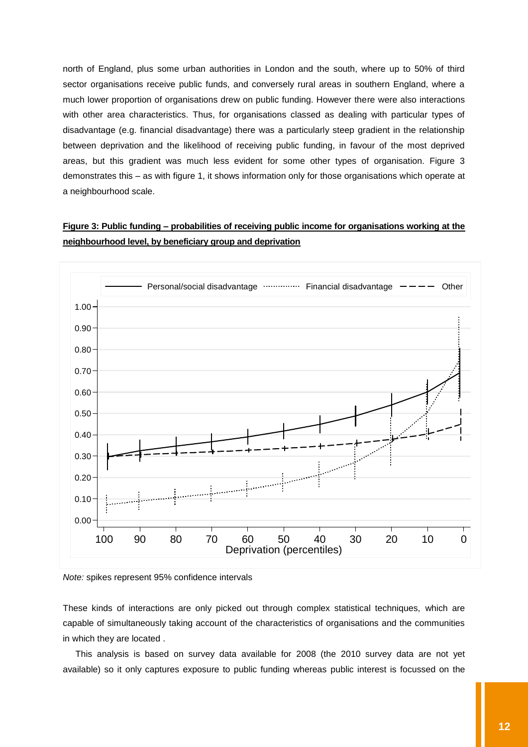north of England, plus some urban authorities in London and the south, where up to 50% of third sector organisations receive public funds, and conversely rural areas in southern England, where a much lower proportion of organisations drew on public funding. However there were also interactions with other area characteristics. Thus, for organisations classed as dealing with particular types of disadvantage (e.g. financial disadvantage) there was a particularly steep gradient in the relationship between deprivation and the likelihood of receiving public funding, in favour of the most deprived areas, but this gradient was much less evident for some other types of organisation. Figure 3 demonstrates this – as with figure 1, it shows information only for those organisations which operate at a neighbourhood scale.

**Figure 3: Public funding – probabilities of receiving public income for organisations working at the neighbourhood level, by beneficiary group and deprivation**

*Note:* spikes represent 95% confidence intervals

These kinds of interactions are only picked out through complex statistical techniques, which are capable of simultaneously taking account of the characteristics of organisations and the communities in which they are located .

This analysis is based on survey data available for 2008 (the 2010 survey data are not yet available) so it only captures exposure to public funding whereas public interest is focussed on the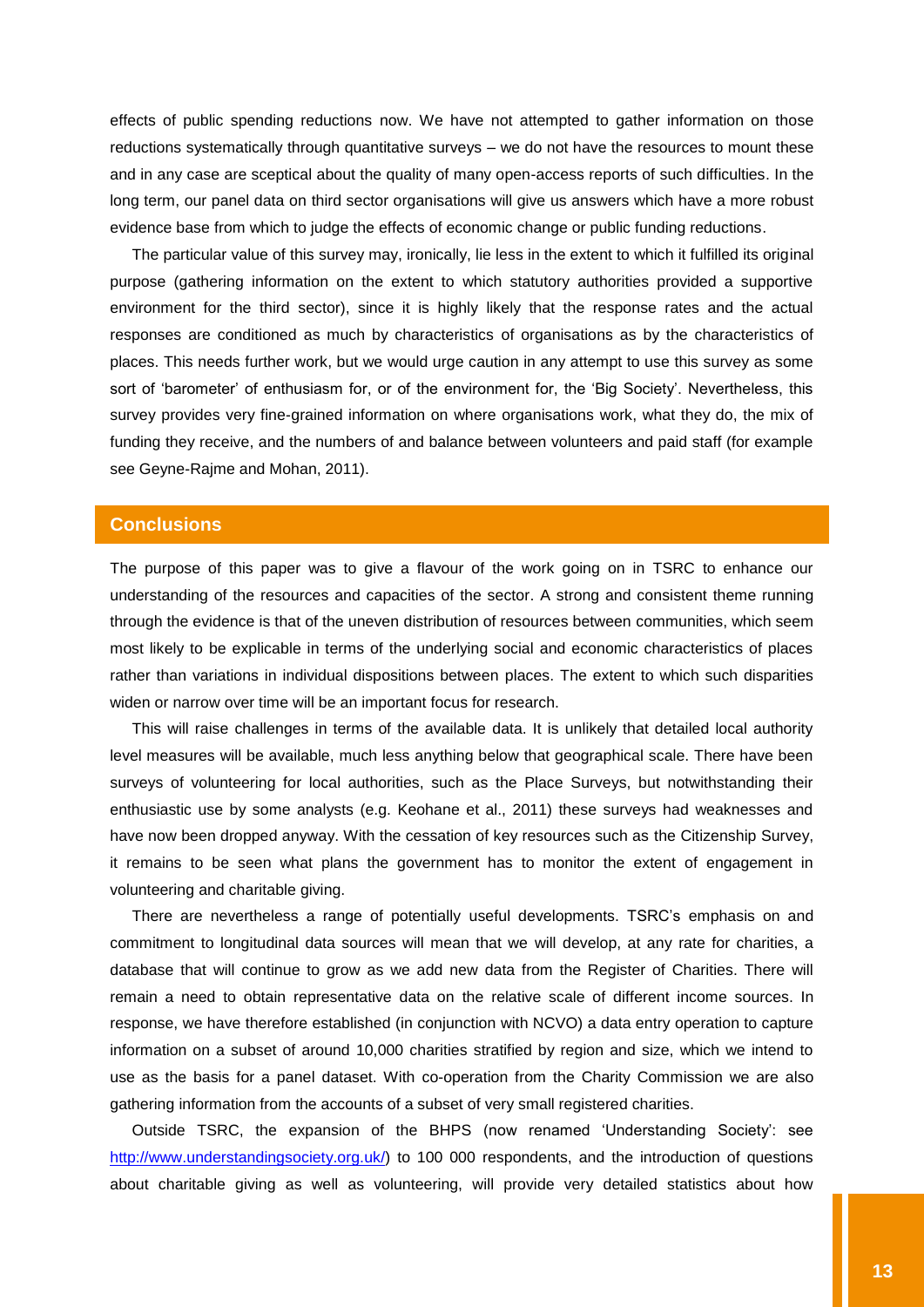effects of public spending reductions now. We have not attempted to gather information on those reductions systematically through quantitative surveys – we do not have the resources to mount these and in any case are sceptical about the quality of many open-access reports of such difficulties. In the long term, our panel data on third sector organisations will give us answers which have a more robust evidence base from which to judge the effects of economic change or public funding reductions.

The particular value of this survey may, ironically, lie less in the extent to which it fulfilled its original purpose (gathering information on the extent to which statutory authorities provided a supportive environment for the third sector), since it is highly likely that the response rates and the actual responses are conditioned as much by characteristics of organisations as by the characteristics of places. This needs further work, but we would urge caution in any attempt to use this survey as some sort of 'barometer' of enthusiasm for, or of the environment for, the 'Big Society'. Nevertheless, this survey provides very fine-grained information on where organisations work, what they do, the mix of funding they receive, and the numbers of and balance between volunteers and paid staff (for example see Geyne-Rajme and Mohan, 2011).

## Conclusions

The purpose of this paper was to give a flavour of the work going on in TSRC to enhance our understanding of the resources and capacities of the sector. A strong and consistent theme running through the evidence is that of the uneven distribution of resources between communities, which seem most likely to be explicable in terms of the underlying social and economic characteristics of places rather than variations in individual dispositions between places. The extent to which such disparities widen or narrow over time will be an important focus for research.

This will raise challenges in terms of the available data. It is unlikely that detailed local authority level measures will be available, much less anything below that geographical scale. There have been surveys of volunteering for local authorities, such as the Place Surveys, but notwithstanding their enthusiastic use by some analysts (e.g. Keohane et al., 2011) these surveys had weaknesses and have now been dropped anyway. With the cessation of key resources such as the Citizenship Survey, it remains to be seen what plans the government has to monitor the extent of engagement in volunteering and charitable giving.

There are nevertheless a range of potentially useful developments. TSRC's emphasis on and commitment to longitudinal data sources will mean that we will develop, at any rate for charities, a database that will continue to grow as we add new data from the Register of Charities. There will remain a need to obtain representative data on the relative scale of different income sources. In response, we have therefore established (in conjunction with NCVO) a data entry operation to capture information on a subset of around 10,000 charities stratified by region and size, which we intend to use as the basis for a panel dataset. With co-operation from the Charity Commission we are also gathering information from the accounts of a subset of very small registered charities.

Outside TSRC, the expansion of the BHPS (now renamed 'Understanding Society': see [http://www.understandingsociety.org.uk/](http://www.understandingsociety.org.uk/)) to 100 000 respondents, and the introduction of questions about charitable giving as well as volunteering, will provide very detailed statistics about how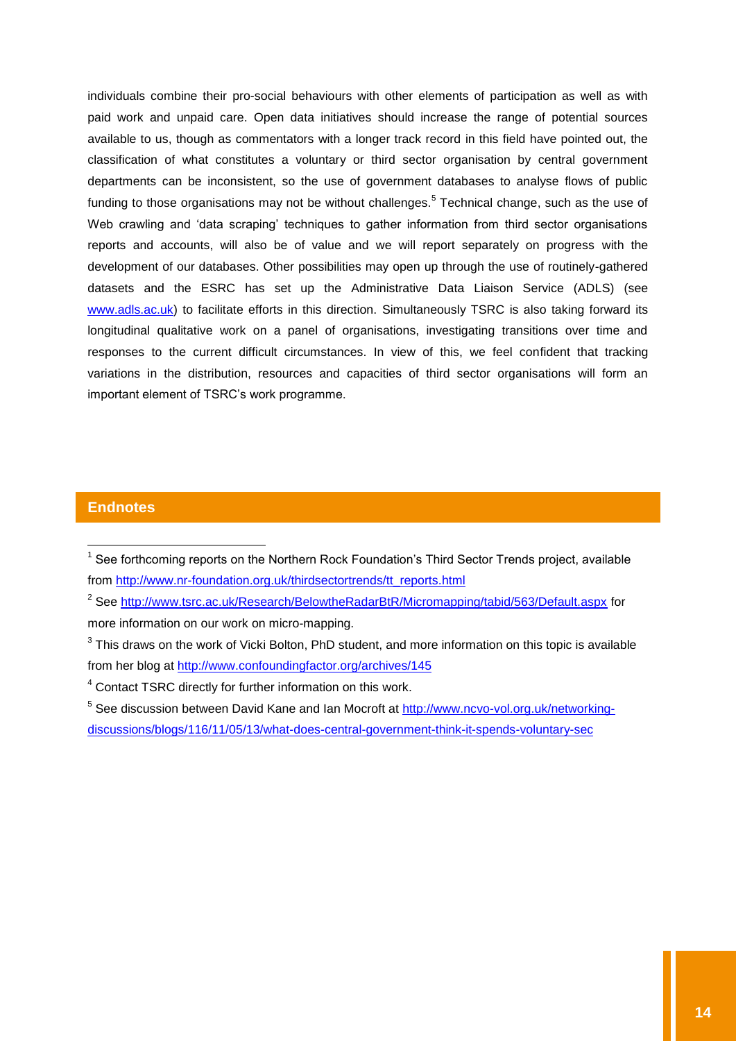individuals combine their pro-social behaviours with other elements of participation as well as with paid work and unpaid care. Open data initiatives should increase the range of potential sources available to us, though as commentators with a longer track record in this field have pointed out, the classification of what constitutes a voluntary or third sector organisation by central government departments can be inconsistent, so the use of government databases to analyse flows of public funding to those organisations may not be without challenges.[5] Technical change, such as the use of Web crawling and 'data scraping' techniques to gather information from third sector organisations reports and accounts, will also be of value and we will report separately on progress with the development of our databases. Other possibilities may open up through the use of routinely-gathered datasets and the ESRC has set up the Administrative Data Liaison Service (ADLS) (see www.adls.ac.uk) to facilitate efforts in this direction. Simultaneously TSRC is also taking forward its longitudinal qualitative work on a panel of organisations, investigating transitions over time and responses to the current difficult circumstances. In view of this, we feel confident that tracking variations in the distribution, resources and capacities of third sector organisations will form an important element of TSRC's work programme.

## Endnotes

[1] See forthcoming reports on the Northern Rock Foundation's Third Sector Trends project, available from http://www.nr-foundation.org.uk/thirdsectortrends/tt_reports.html

[2] See http://www.tsrc.ac.uk/Research/BelowtheRadarBtR/Micromapping/tabid/563/Default.aspx for more information on our work on micro-mapping.

[3] This draws on the work of Vicki Bolton, PhD student, and more information on this topic is available from her blog at http://www.confoundingfactor.org/archives/145

[4] Contact TSRC directly for further information on this work.

[5] See discussion between David Kane and Ian Mocroft at http://www.ncvo-vol.org.uk/networking-discussions/blogs/116/11/05/13/what-does-central-government-think-it-spends-voluntary-sec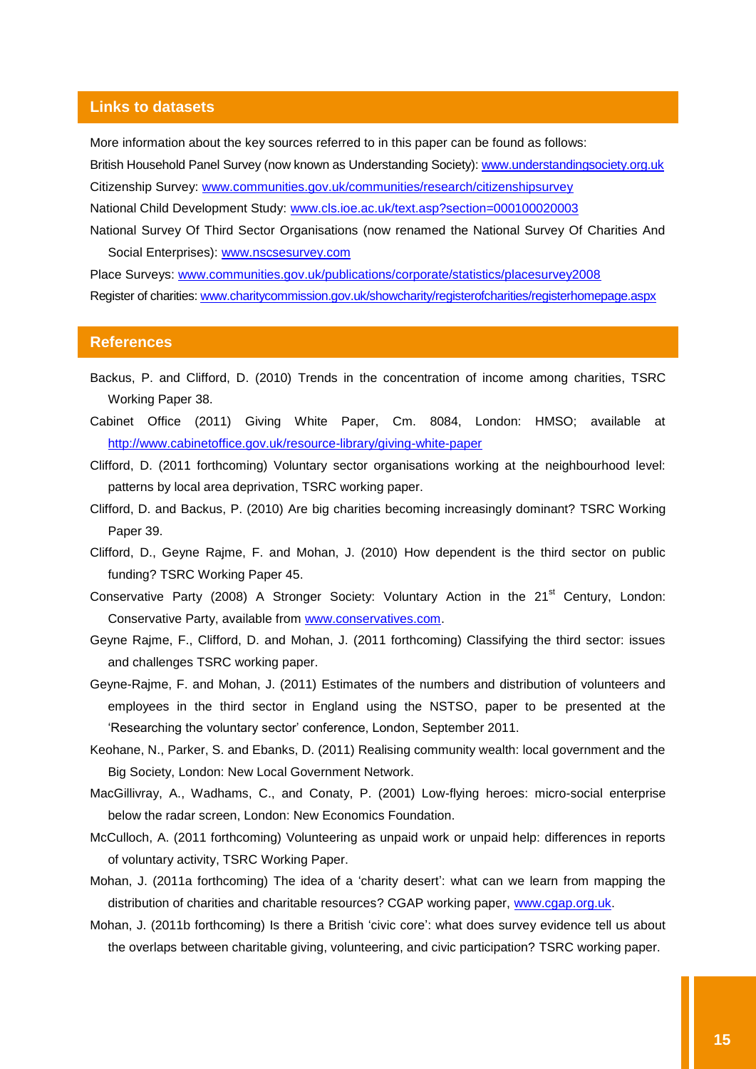## Links to datasets

More information about the key sources referred to in this paper can be found as follows:

British Household Panel Survey (now known as Understanding Society): www.understandingsociety.org.uk

Citizenship Survey: www.communities.gov.uk/communities/research/citizenshipsurvey

National Child Development Study: www.cls.ioe.ac.uk/text.asp?section=000100020003

National Survey Of Third Sector Organisations (now renamed the National Survey Of Charities And Social Enterprises): www.nscsesurvey.com

Place Surveys: www.communities.gov.uk/publications/corporate/statistics/placesurvey2008

Register of charities: www.charitycommission.gov.uk/showcharity/registerofcharities/registerhomepage.aspx

## References

Backus, P. and Clifford, D. (2010) Trends in the concentration of income among charities, TSRC Working Paper 38.

Cabinet Office (2011) Giving White Paper, Cm. 8084, London: HMSO; available at http://www.cabinetoffice.gov.uk/resource-library/giving-white-paper

Clifford, D. (2011 forthcoming) Voluntary sector organisations working at the neighbourhood level: patterns by local area deprivation, TSRC working paper.

Clifford, D. and Backus, P. (2010) Are big charities becoming increasingly dominant? TSRC Working Paper 39.

Clifford, D., Geyne Rajme, F. and Mohan, J. (2010) How dependent is the third sector on public funding? TSRC Working Paper 45.

Conservative Party (2008) A Stronger Society: Voluntary Action in the 21st Century, London: Conservative Party, available from www.conservatives.com.

Geyne Rajme, F., Clifford, D. and Mohan, J. (2011 forthcoming) Classifying the third sector: issues and challenges TSRC working paper.

Geyne-Rajme, F. and Mohan, J. (2011) Estimates of the numbers and distribution of volunteers and employees in the third sector in England using the NSTSO, paper to be presented at the 'Researching the voluntary sector' conference, London, September 2011.

Keohane, N., Parker, S. and Ebanks, D. (2011) Realising community wealth: local government and the Big Society, London: New Local Government Network.

MacGillivray, A., Wadhams, C., and Conaty, P. (2001) Low-flying heroes: micro-social enterprise below the radar screen, London: New Economics Foundation.

McCulloch, A. (2011 forthcoming) Volunteering as unpaid work or unpaid help: differences in reports of voluntary activity, TSRC Working Paper.

Mohan, J. (2011a forthcoming) The idea of a 'charity desert': what can we learn from mapping the distribution of charities and charitable resources? CGAP working paper, www.cgap.org.uk.

Mohan, J. (2011b forthcoming) Is there a British 'civic core': what does survey evidence tell us about the overlaps between charitable giving, volunteering, and civic participation? TSRC working paper.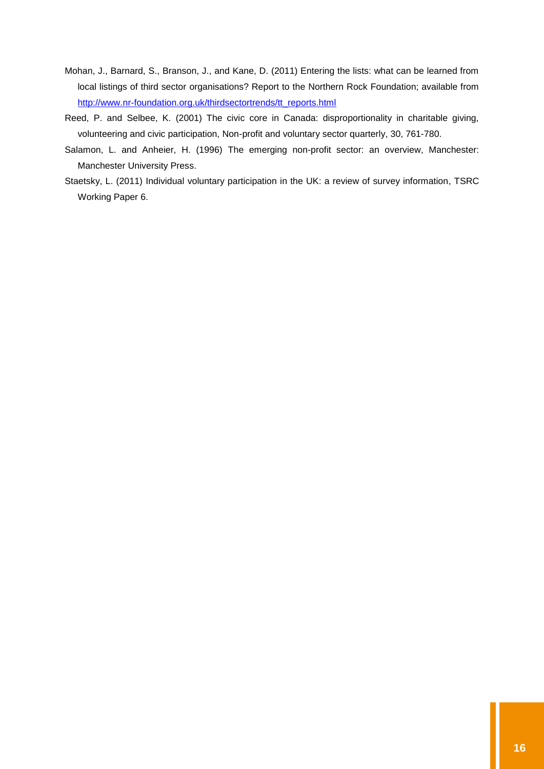Mohan, J., Barnard, S., Branson, J., and Kane, D. (2011) Entering the lists: what can be learned from local listings of third sector organisations? Report to the Northern Rock Foundation; available from http://www.nr-foundation.org.uk/thirdsectortrends/tt_reports.html

Reed, P. and Selbee, K. (2001) The civic core in Canada: disproportionality in charitable giving, volunteering and civic participation, Non-profit and voluntary sector quarterly, 30, 761-780.

Salamon, L. and Anheier, H. (1996) The emerging non-profit sector: an overview, Manchester: Manchester University Press.

Staetsky, L. (2011) Individual voluntary participation in the UK: a review of survey information, TSRC Working Paper 6.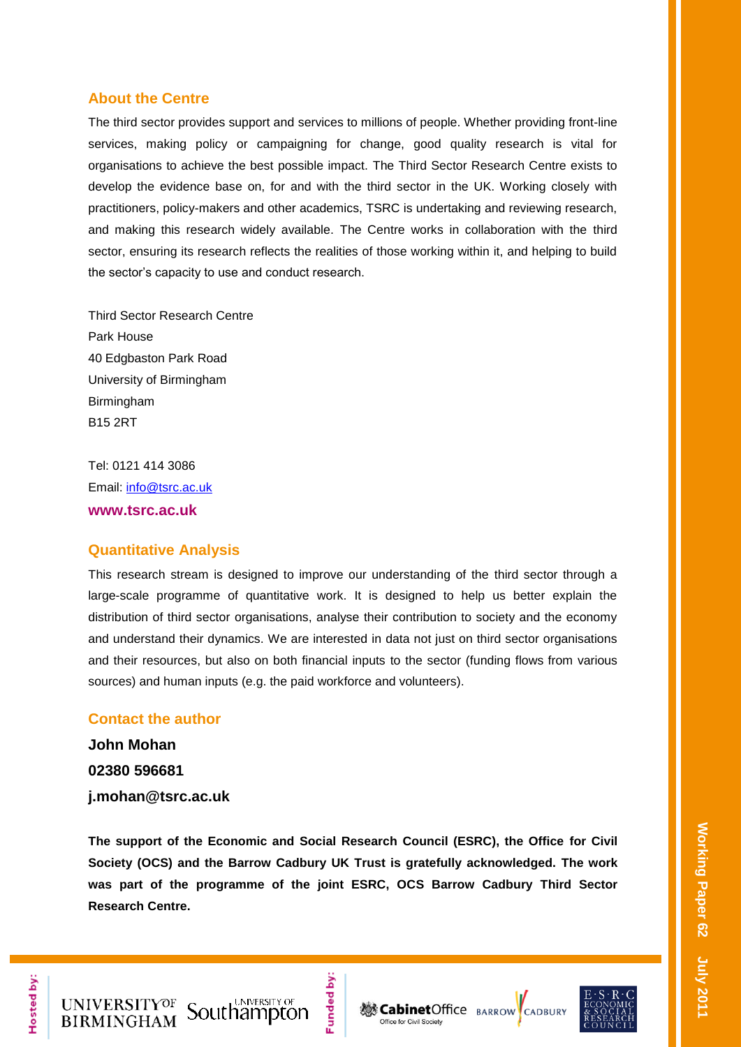## About the Centre

The third sector provides support and services to millions of people. Whether providing front-line services, making policy or campaigning for change, good quality research is vital for organisations to achieve the best possible impact. The Third Sector Research Centre exists to develop the evidence base on, for and with the third sector in the UK. Working closely with practitioners, policy-makers and other academics, TSRC is undertaking and reviewing research, and making this research widely available. The Centre works in collaboration with the third sector, ensuring its research reflects the realities of those working within it, and helping to build the sector's capacity to use and conduct research.

Third Sector Research Centre
Park House
40 Edgbaston Park Road
University of Birmingham
Birmingham
B15 2RT

Tel: 0121 414 3086
Email: info@tsrc.ac.uk
**www.tsrc.ac.uk**

## Quantitative Analysis

This research stream is designed to improve our understanding of the third sector through a large-scale programme of quantitative work. It is designed to help us better explain the distribution of third sector organisations, analyse their contribution to society and the economy and understand their dynamics. We are interested in data not just on third sector organisations and their resources, but also on both financial inputs to the sector (funding flows from various sources) and human inputs (e.g. the paid workforce and volunteers).

## Contact the author

**John Mohan**
**02380 596681**
**j.mohan@tsrc.ac.uk**

**The support of the Economic and Social Research Council (ESRC), the Office for Civil Society (OCS) and the Barrow Cadbury UK Trust is gratefully acknowledged. The work was part of the programme of the joint ESRC, OCS Barrow Cadbury Third Sector Research Centre.**

Hosted by: University of Birmingham, University of Southampton

Funded by: Cabinet Office – Office for Civil Society, Barrow Cadbury, Economic & Social Research Council

Working Paper 62 July 2011